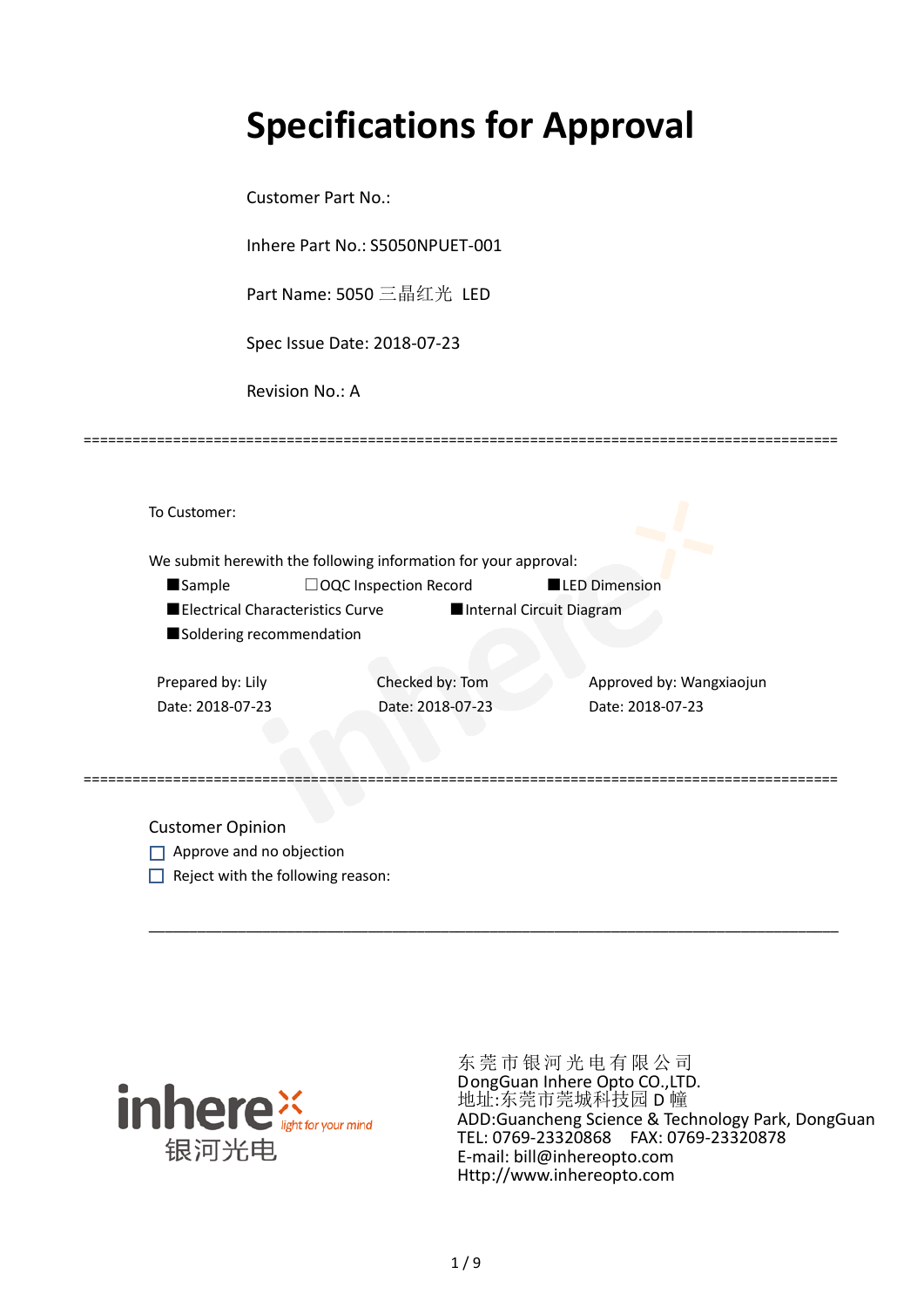# Specifications for Approval

Customer Part No.:

Inhere Part No.: S5050NPUET-001

Part Name: 5050 三晶红光 LED

Spec Issue Date: 2018-07-23

Revision No.: A

==========================================================================================

To Customer:

We submit herewith the following information for your approval:

■Sample ☐OQC Inspection Record ■LED Dimension

■Electrical Characteristics Curve ■Internal Circuit Diagram

■Soldering recommendation

| Prepared by: Lily | Checked by: Tom | Approved by: Wangxiaojun |
|---|---|---|
| Date: 2018-07-23 | Date: 2018-07-23 | Date: 2018-07-23 |

==========================================================================================

Customer Opinion

☐ Approve and no objection

☐ Reject with the following reason:

___________________________________________________________________________

inhere light for your mind 银河光电

东莞市银河光电有限公司
DongGuan Inhere Opto CO.,LTD.
地址:东莞市莞城科技园 D 幢
ADD:Guancheng Science & Technology Park, DongGuan
TEL: 0769-23320868 FAX: 0769-23320878
E-mail: bill@inhereopto.com
Http://www.inhereopto.com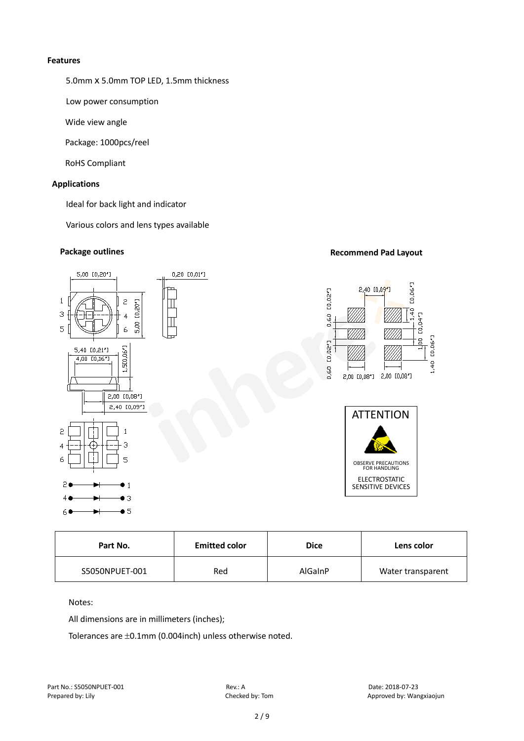**Features**

5.0mm X 5.0mm TOP LED, 1.5mm thickness

Low power consumption

Wide view angle

Package: 1000pcs/reel

RoHS Compliant

**Applications**

Ideal for back light and indicator

Various colors and lens types available

**Package outlines**

**Recommend Pad Layout**

ATTENTION

OBSERVE PRECAUTIONS FOR HANDLING

ELECTROSTATIC SENSITIVE DEVICES

| Part No. | Emitted color | Dice | Lens color |
|---|---|---|---|
| S5050NPUET-001 | Red | AlGaInP | Water transparent |

Notes:

All dimensions are in millimeters (inches);

Tolerances are ±0.1mm (0.004inch) unless otherwise noted.

Part No.: S5050NPUET-001　　Rev.: A　　Date: 2018-07-23

Prepared by: Lily　　Checked by: Tom　　Approved by: Wangxiaojun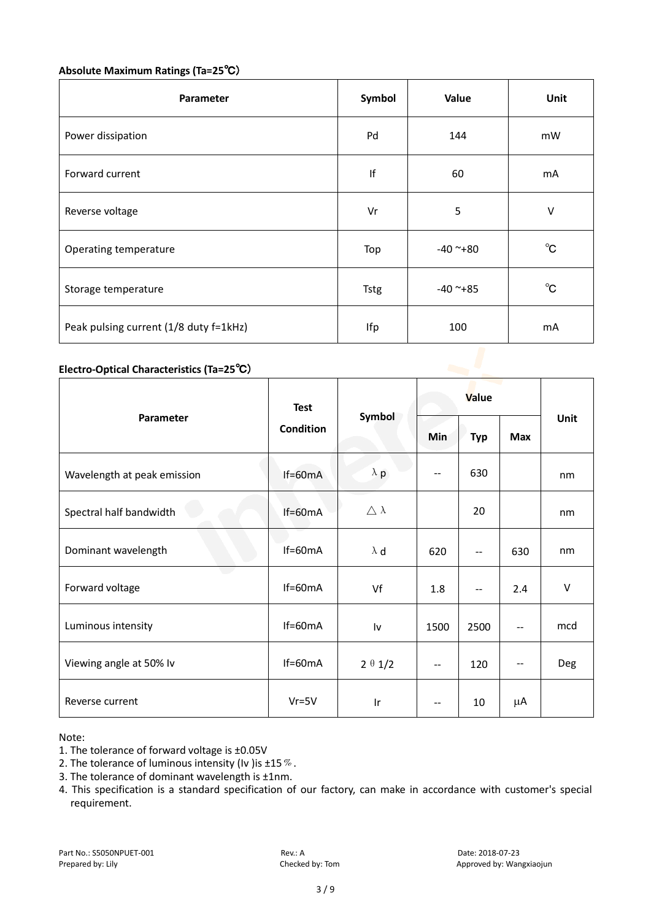**Absolute Maximum Ratings (Ta=25℃)**

| Parameter | Symbol | Value | Unit |
|---|---|---|---|
| Power dissipation | Pd | 144 | mW |
| Forward current | If | 60 | mA |
| Reverse voltage | Vr | 5 | V |
| Operating temperature | Top | -40 ~+80 | ℃ |
| Storage temperature | Tstg | -40 ~+85 | ℃ |
| Peak pulsing current (1/8 duty f=1kHz) | Ifp | 100 | mA |

**Electro-Optical Characteristics (Ta=25℃)**

| Parameter | Test Condition | Symbol | Value | | | Unit |
|---|---|---|---|---|---|---|
| | | | Min | Typ | Max | |
| Wavelength at peak emission | If=60mA | λp | -- | 630 | | nm |
| Spectral half bandwidth | If=60mA | △λ | | 20 | | nm |
| Dominant wavelength | If=60mA | λd | 620 | -- | 630 | nm |
| Forward voltage | If=60mA | Vf | 1.8 | -- | 2.4 | V |
| Luminous intensity | If=60mA | Iv | 1500 | 2500 | -- | mcd |
| Viewing angle at 50% Iv | If=60mA | 2θ1/2 | -- | 120 | -- | Deg |
| Reverse current | Vr=5V | Ir | -- | 10 | μA | |

Note:
1. The tolerance of forward voltage is ±0.05V
2. The tolerance of luminous intensity (Iv )is ±15％.
3. The tolerance of dominant wavelength is ±1nm.
4. This specification is a standard specification of our factory, can make in accordance with customer's special requirement.

Part No.: S5050NPUET-001　　Rev.: A　　Date: 2018-07-23
Prepared by: Lily　　Checked by: Tom　　Approved by: Wangxiaojun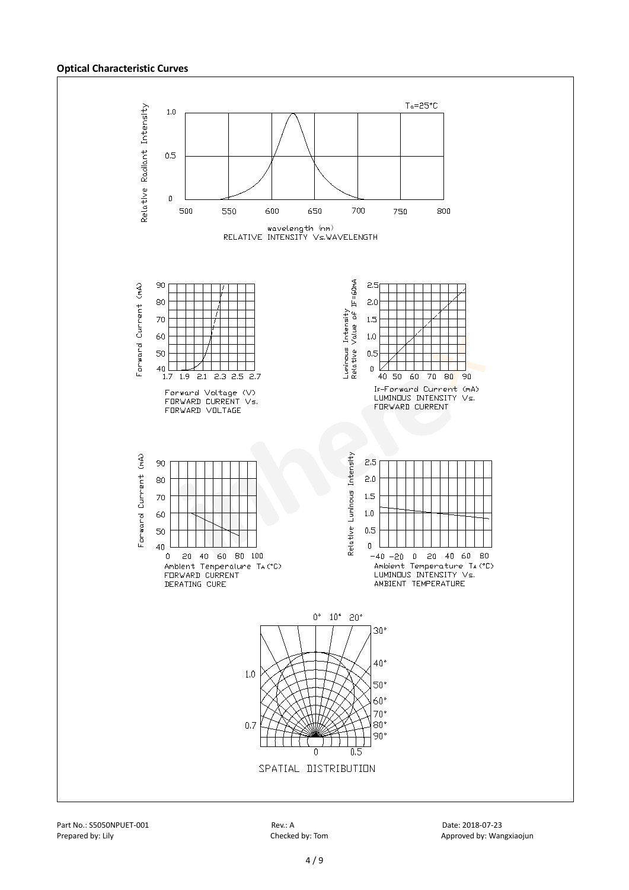**Optical Characteristic Curves**

$T_a$=25°C

Relative Radiant Intensity

wavelength (nm)
RELATIVE INTENSITY Vs.WAVELENGTH

Forward Voltage (V)
FORWARD CURRENT Vs.
FORWARD VOLTAGE

IF-Forward Current (mA)
LUMINOUS INTENSITY Vs.
FORWARD CURRENT

Ambient Temperature $T_A$ (°C)
FORWARD CURRENT
DERATING CURE

Ambient Temperature $T_A$ (°C)
LUMINOUS INTENSITY Vs.
AMBIENT TEMPERATURE

SPATIAL DISTRIBUTION

Part No.: S5050NPUET-001 Rev.: A Date: 2018-07-23
Prepared by: Lily Checked by: Tom Approved by: Wangxiaojun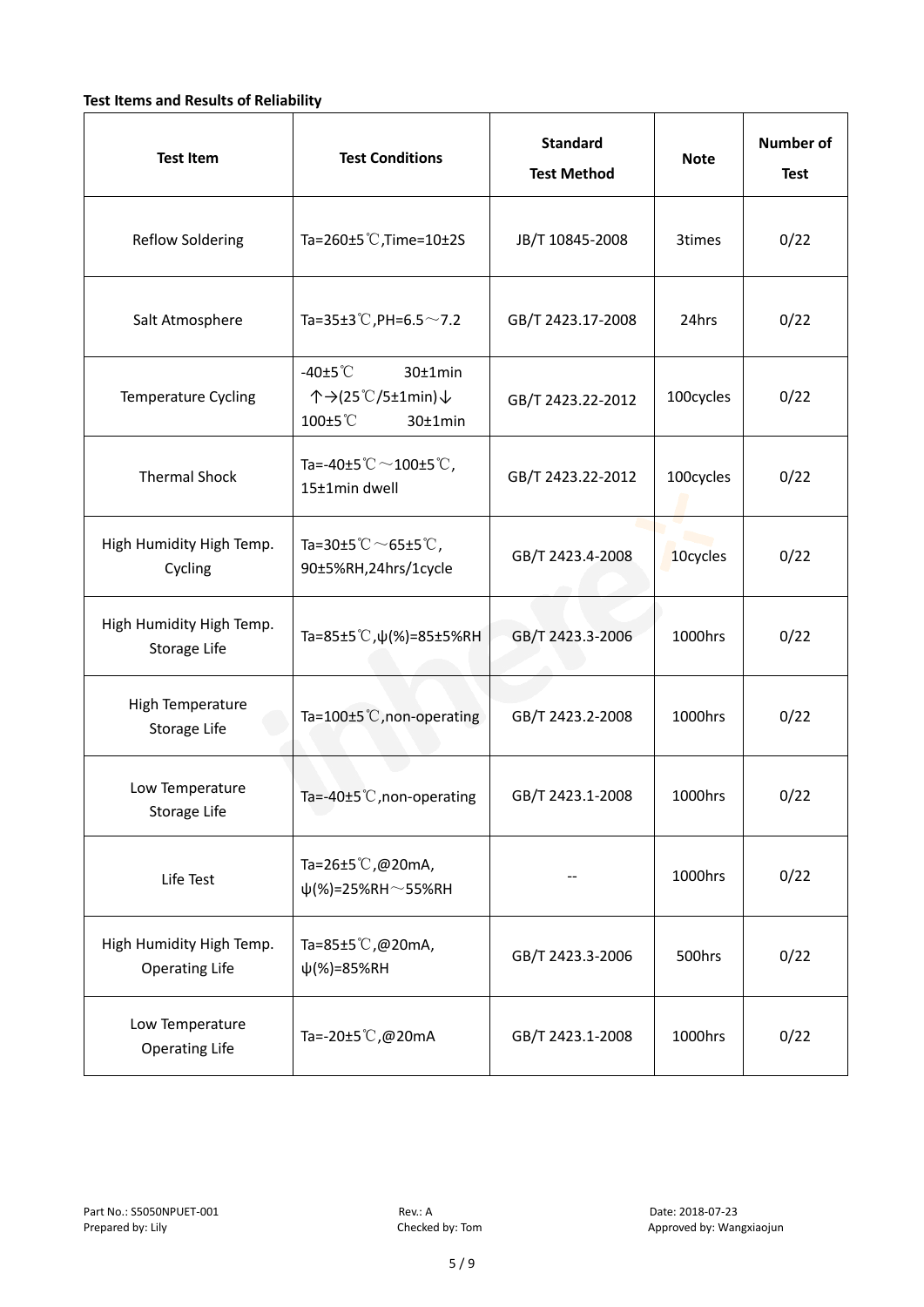**Test Items and Results of Reliability**

| Test Item | Test Conditions | Standard Test Method | Note | Number of Test |
|---|---|---|---|---|
| Reflow Soldering | Ta=260±5℃,Time=10±2S | JB/T 10845-2008 | 3times | 0/22 |
| Salt Atmosphere | Ta=35±3℃,PH=6.5～7.2 | GB/T 2423.17-2008 | 24hrs | 0/22 |
| Temperature Cycling | -40±5℃ 30±1min ↑→(25℃/5±1min)↓ 100±5℃ 30±1min | GB/T 2423.22-2012 | 100cycles | 0/22 |
| Thermal Shock | Ta=-40±5℃～100±5℃, 15±1min dwell | GB/T 2423.22-2012 | 100cycles | 0/22 |
| High Humidity High Temp. Cycling | Ta=30±5℃～65±5℃, 90±5%RH,24hrs/1cycle | GB/T 2423.4-2008 | 10cycles | 0/22 |
| High Humidity High Temp. Storage Life | Ta=85±5℃,ψ(%)=85±5%RH | GB/T 2423.3-2006 | 1000hrs | 0/22 |
| High Temperature Storage Life | Ta=100±5℃,non-operating | GB/T 2423.2-2008 | 1000hrs | 0/22 |
| Low Temperature Storage Life | Ta=-40±5℃,non-operating | GB/T 2423.1-2008 | 1000hrs | 0/22 |
| Life Test | Ta=26±5℃,@20mA, ψ(%)=25%RH～55%RH | -- | 1000hrs | 0/22 |
| High Humidity High Temp. Operating Life | Ta=85±5℃,@20mA, ψ(%)=85%RH | GB/T 2423.3-2006 | 500hrs | 0/22 |
| Low Temperature Operating Life | Ta=-20±5℃,@20mA | GB/T 2423.1-2008 | 1000hrs | 0/22 |

Part No.: S5050NPUET-001 Rev.: A Date: 2018-07-23
Prepared by: Lily Checked by: Tom Approved by: Wangxiaojun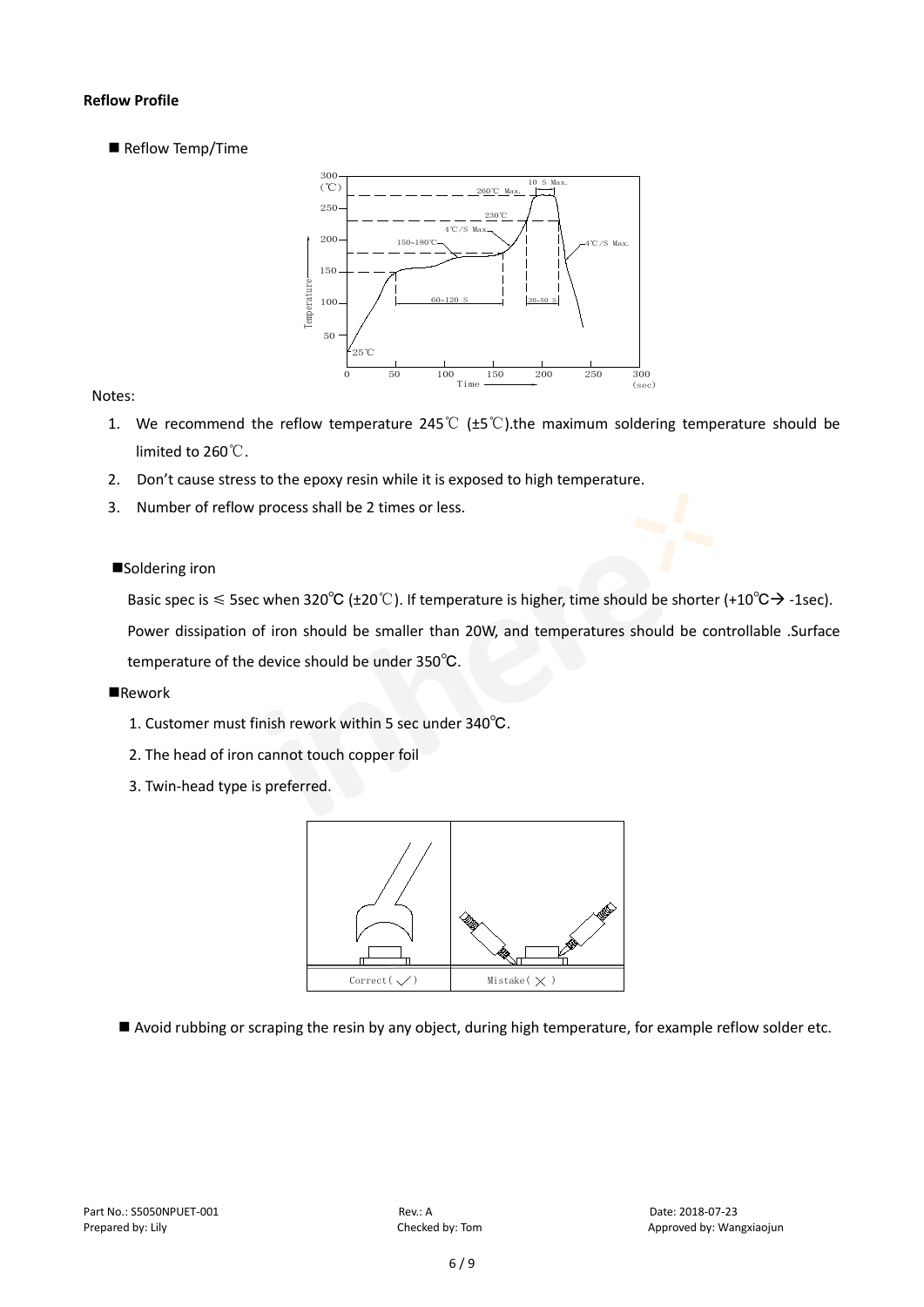**Reflow Profile**

■ Reflow Temp/Time

Notes:

1. We recommend the reflow temperature 245℃ (±5℃).the maximum soldering temperature should be limited to 260℃.
2. Don't cause stress to the epoxy resin while it is exposed to high temperature.
3. Number of reflow process shall be 2 times or less.

■Soldering iron

Basic spec is ≤ 5sec when 320℃ (±20℃). If temperature is higher, time should be shorter (+10℃→ -1sec). Power dissipation of iron should be smaller than 20W, and temperatures should be controllable .Surface temperature of the device should be under 350℃.

■Rework

1. Customer must finish rework within 5 sec under 340℃.
2. The head of iron cannot touch copper foil
3. Twin-head type is preferred.

Correct( ✓ ) Mistake( ✕ )

■ Avoid rubbing or scraping the resin by any object, during high temperature, for example reflow solder etc.

Part No.: S5050NPUET-001 Rev.: A Date: 2018-07-23
Prepared by: Lily Checked by: Tom Approved by: Wangxiaojun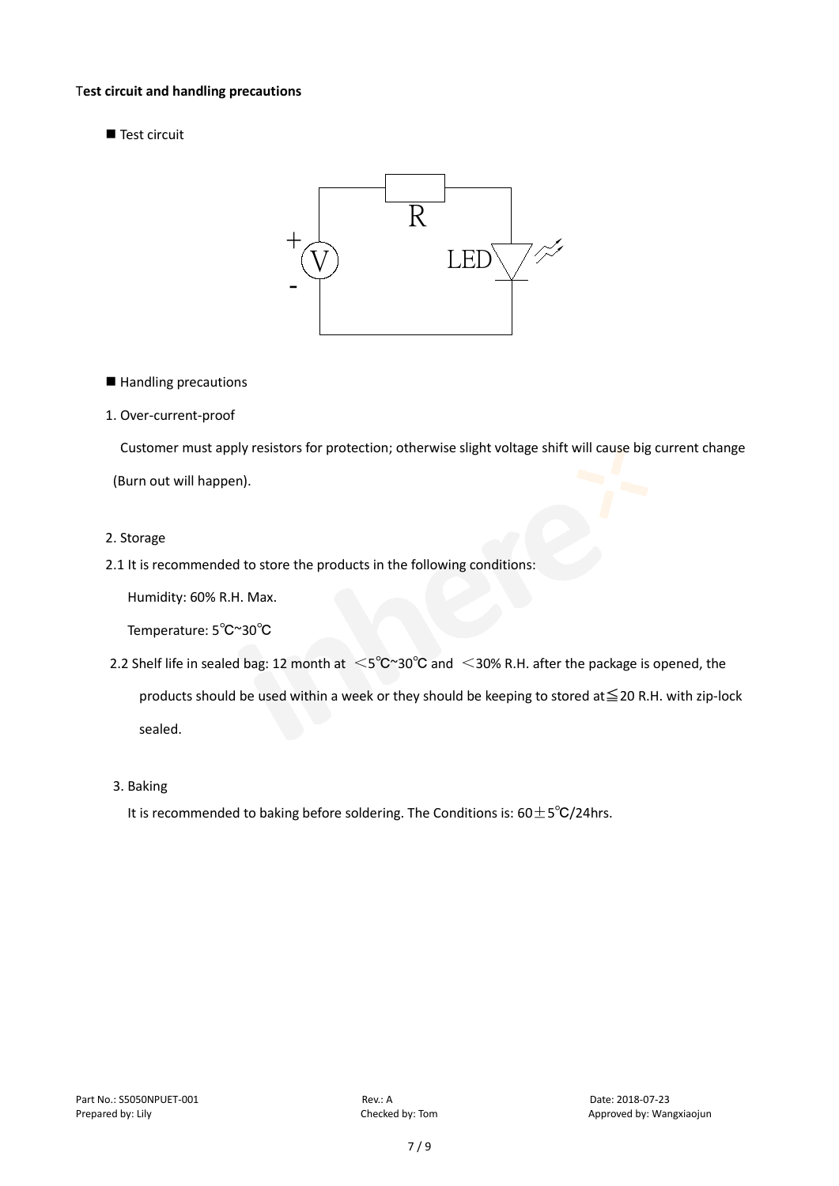**Test circuit and handling precautions**

■ Test circuit

■ Handling precautions

1. Over-current-proof

Customer must apply resistors for protection; otherwise slight voltage shift will cause big current change (Burn out will happen).

2. Storage

2.1 It is recommended to store the products in the following conditions:

Humidity: 60% R.H. Max.

Temperature: 5℃~30℃

2.2 Shelf life in sealed bag: 12 month at ＜5℃~30℃ and ＜30% R.H. after the package is opened, the products should be used within a week or they should be keeping to stored at≦20 R.H. with zip-lock sealed.

3. Baking

It is recommended to baking before soldering. The Conditions is: 60±5℃/24hrs.

Part No.: S5050NPUET-001 Rev.: A Date: 2018-07-23
Prepared by: Lily Checked by: Tom Approved by: Wangxiaojun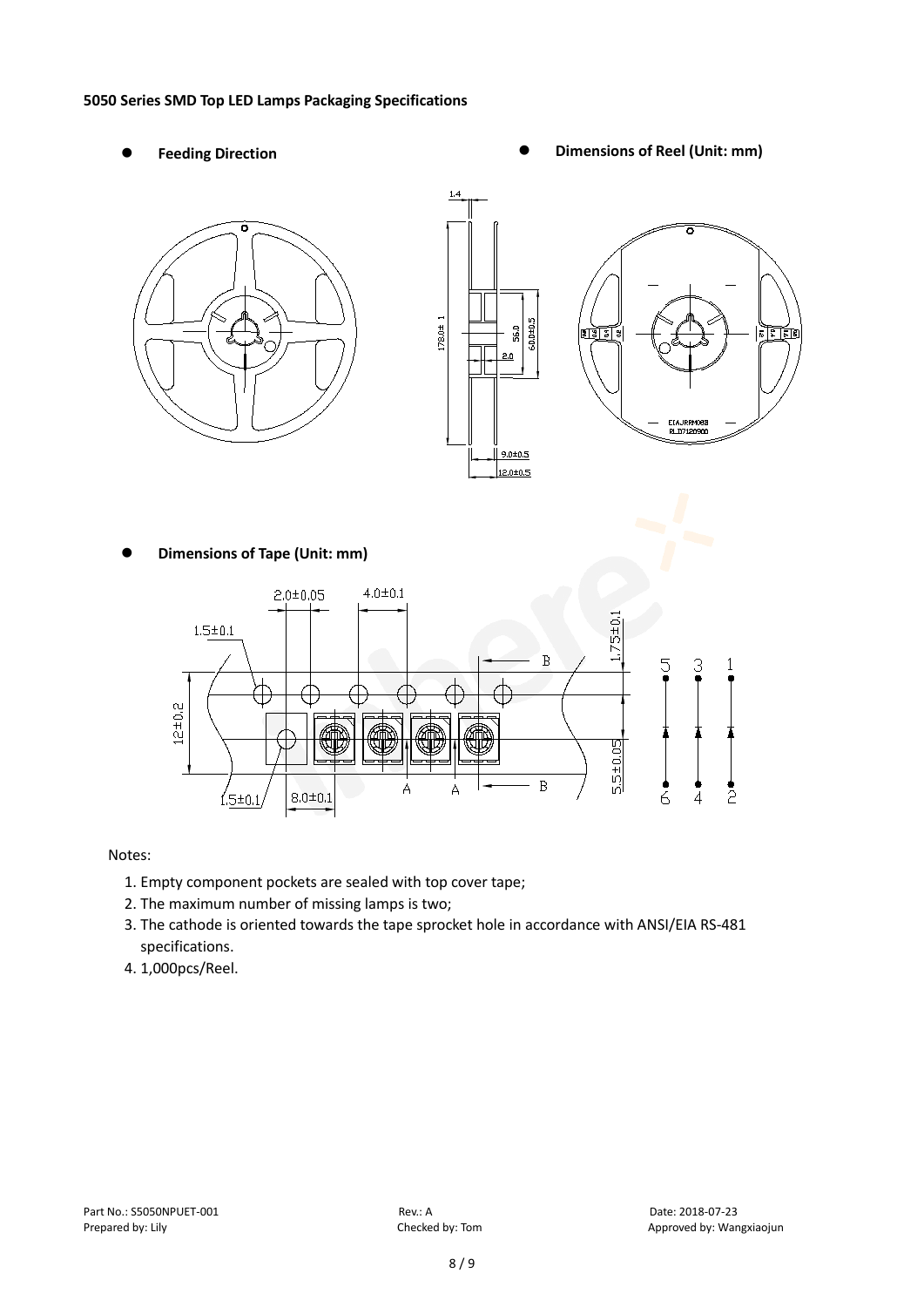**5050 Series SMD Top LED Lamps Packaging Specifications**

- **Feeding Direction**
- **Dimensions of Reel (Unit: mm)**

- **Dimensions of Tape (Unit: mm)**

Notes:

1. Empty component pockets are sealed with top cover tape;
2. The maximum number of missing lamps is two;
3. The cathode is oriented towards the tape sprocket hole in accordance with ANSI/EIA RS-481 specifications.
4. 1,000pcs/Reel.

Part No.: S5050NPUET-001 | Rev.: A | Date: 2018-07-23
Prepared by: Lily | Checked by: Tom | Approved by: Wangxiaojun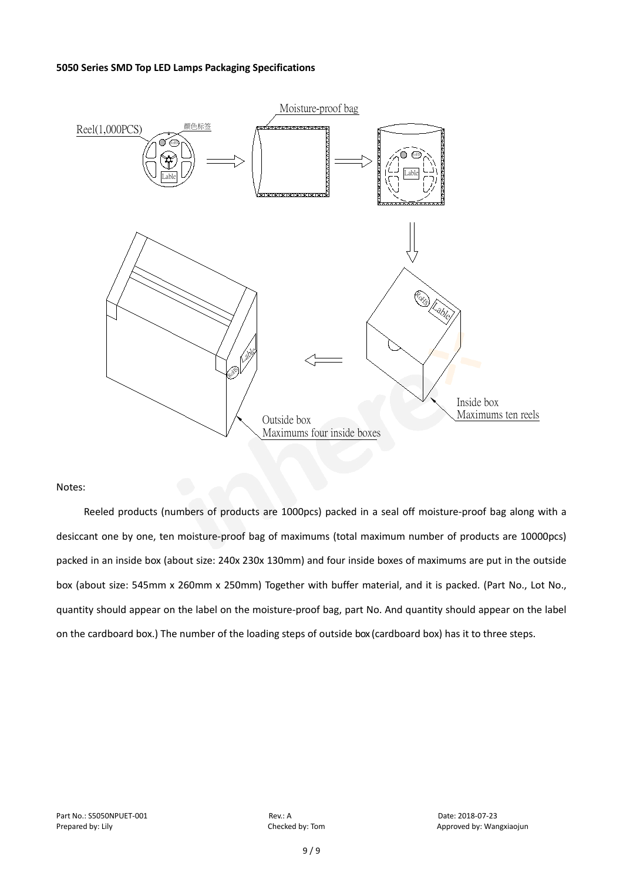**5050 Series SMD Top LED Lamps Packaging Specifications**

Reel(1,000PCS)

顏色标签

Lable

Moisture-proof bag

Lable

Inside box

Maximums ten reels

Outside box

Maximums four inside boxes

Notes:

Reeled products (numbers of products are 1000pcs) packed in a seal off moisture-proof bag along with a desiccant one by one, ten moisture-proof bag of maximums (total maximum number of products are 10000pcs) packed in an inside box (about size: 240x 230x 130mm) and four inside boxes of maximums are put in the outside box (about size: 545mm x 260mm x 250mm) Together with buffer material, and it is packed. (Part No., Lot No., quantity should appear on the label on the moisture-proof bag, part No. And quantity should appear on the label on the cardboard box.) The number of the loading steps of outside box (cardboard box) has it to three steps.

Part No.: S5050NPUET-001 Rev.: A Date: 2018-07-23

Prepared by: Lily Checked by: Tom Approved by: Wangxiaojun